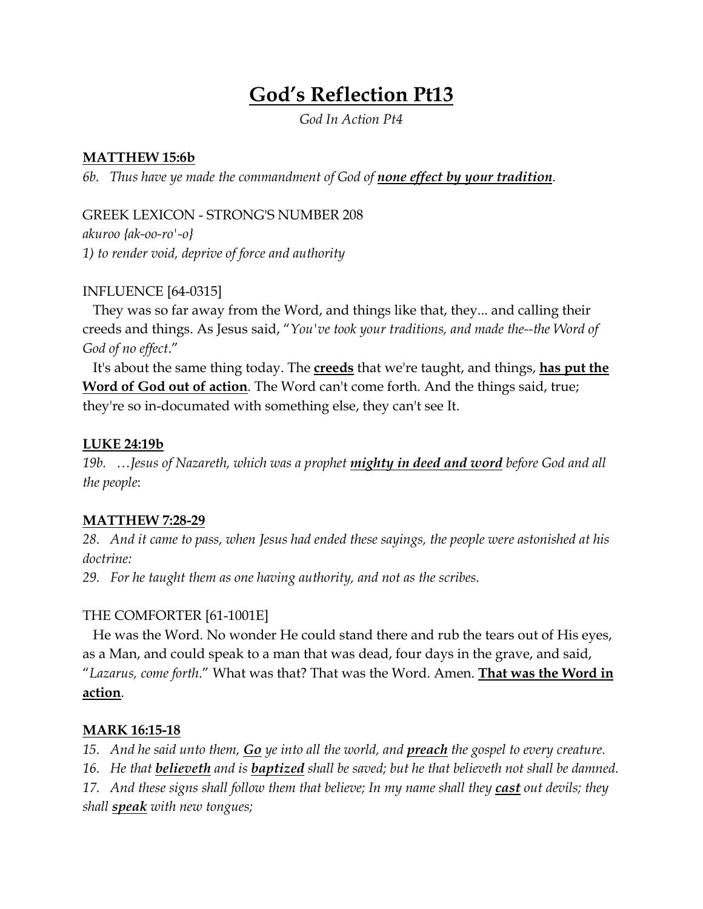# God's Reflection Pt13

*God In Action Pt4*

**MATTHEW 15:6b**

*6b. Thus have ye made the commandment of God of **none effect by your tradition**.*

GREEK LEXICON - STRONG'S NUMBER 208

*akuroo {ak-oo-ro'-o}*

*1) to render void, deprive of force and authority*

INFLUENCE [64-0315]

They was so far away from the Word, and things like that, they... and calling their creeds and things. As Jesus said, "*You've took your traditions, and made the--the Word of God of no effect*."

It's about the same thing today. The **creeds** that we're taught, and things, **has put the Word of God out of action**. The Word can't come forth. And the things said, true; they're so in-documated with something else, they can't see It.

**LUKE 24:19b**

*19b. …Jesus of Nazareth, which was a prophet **mighty in deed and word** before God and all the people*:

**MATTHEW 7:28-29**

*28. And it came to pass, when Jesus had ended these sayings, the people were astonished at his doctrine:*

*29. For he taught them as one having authority, and not as the scribes.*

THE COMFORTER [61-1001E]

He was the Word. No wonder He could stand there and rub the tears out of His eyes, as a Man, and could speak to a man that was dead, four days in the grave, and said, "*Lazarus, come forth*." What was that? That was the Word. Amen. **That was the Word in action**.

**MARK 16:15-18**

*15. And he said unto them, **Go** ye into all the world, and **preach** the gospel to every creature.*

*16. He that **believeth** and is **baptized** shall be saved; but he that believeth not shall be damned.*

*17. And these signs shall follow them that believe; In my name shall they **cast** out devils; they shall **speak** with new tongues;*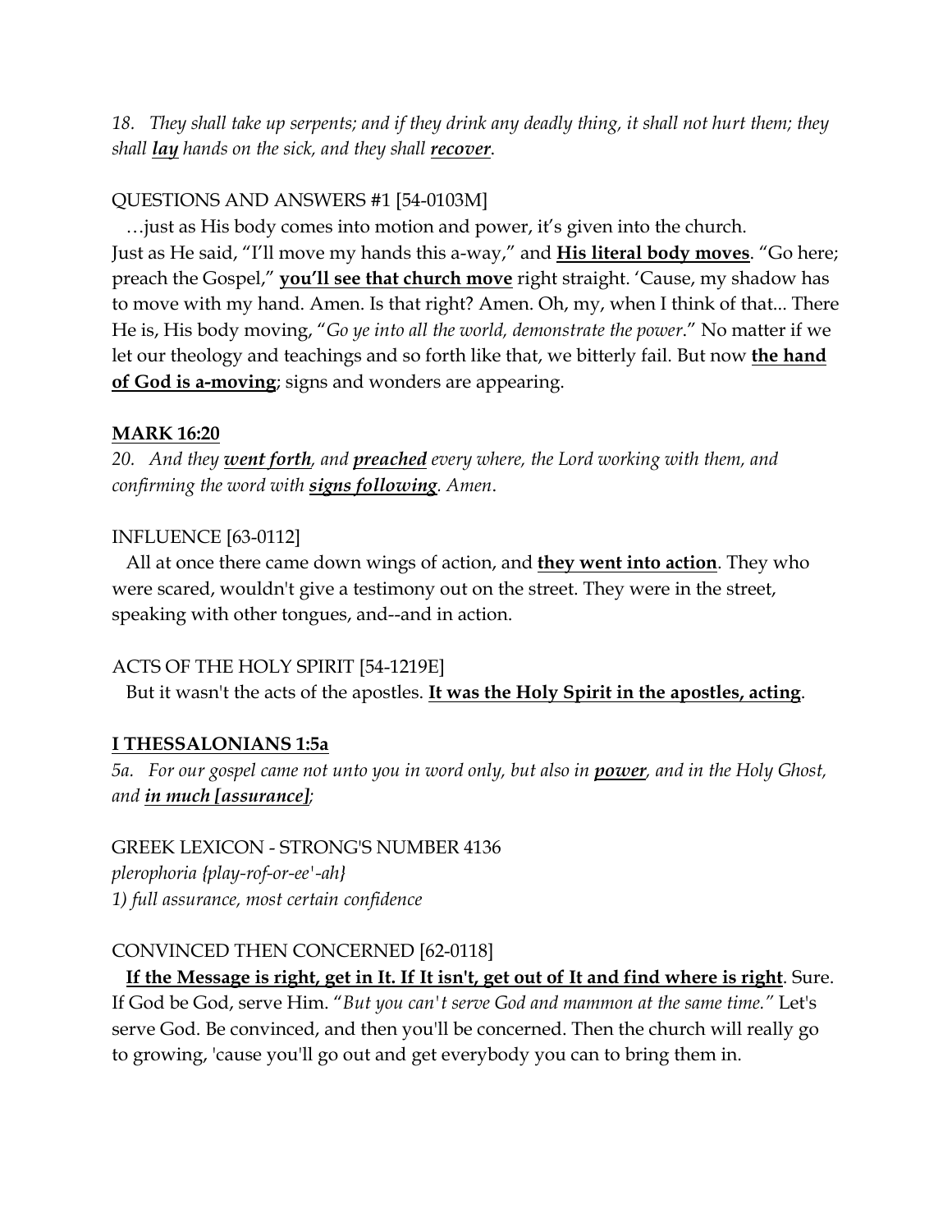*18. They shall take up serpents; and if they drink any deadly thing, it shall not hurt them; they shall* ***lay*** *hands on the sick, and they shall* ***recover****.*

QUESTIONS AND ANSWERS #1 [54-0103M]

…just as His body comes into motion and power, it's given into the church. Just as He said, "I'll move my hands this a-way," and **His literal body moves**. "Go here; preach the Gospel," **you'll see that church move** right straight. 'Cause, my shadow has to move with my hand. Amen. Is that right? Amen. Oh, my, when I think of that... There He is, His body moving, "*Go ye into all the world, demonstrate the power*." No matter if we let our theology and teachings and so forth like that, we bitterly fail. But now **the hand of God is a-moving**; signs and wonders are appearing.

**MARK 16:20**

*20. And they* ***went forth****, and* ***preached*** *every where, the Lord working with them, and confirming the word with* ***signs following****. Amen.*

INFLUENCE [63-0112]

All at once there came down wings of action, and **they went into action**. They who were scared, wouldn't give a testimony out on the street. They were in the street, speaking with other tongues, and--and in action.

ACTS OF THE HOLY SPIRIT [54-1219E]

But it wasn't the acts of the apostles. **It was the Holy Spirit in the apostles, acting**.

**I THESSALONIANS 1:5a**

*5a. For our gospel came not unto you in word only, but also in* ***power****, and in the Holy Ghost, and* ***in much [assurance]****;*

GREEK LEXICON - STRONG'S NUMBER 4136

*plerophoria {play-rof-or-ee'-ah}*

*1) full assurance, most certain confidence*

CONVINCED THEN CONCERNED [62-0118]

**If the Message is right, get in It. If It isn't, get out of It and find where is right**. Sure. If God be God, serve Him. "*But you can't serve God and mammon at the same time.*" Let's serve God. Be convinced, and then you'll be concerned. Then the church will really go to growing, 'cause you'll go out and get everybody you can to bring them in.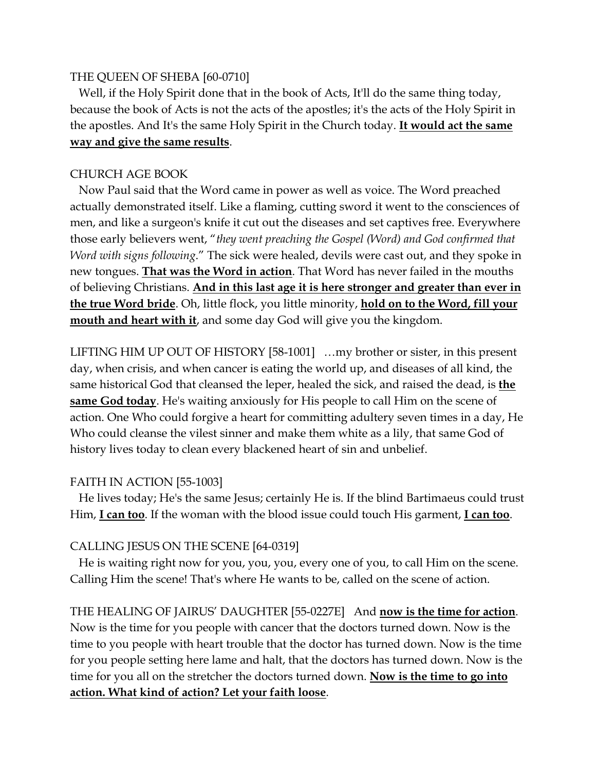THE QUEEN OF SHEBA [60-0710]

Well, if the Holy Spirit done that in the book of Acts, It'll do the same thing today, because the book of Acts is not the acts of the apostles; it's the acts of the Holy Spirit in the apostles. And It's the same Holy Spirit in the Church today. **<u>It would act the same way and give the same results</u>**.

CHURCH AGE BOOK

Now Paul said that the Word came in power as well as voice. The Word preached actually demonstrated itself. Like a flaming, cutting sword it went to the consciences of men, and like a surgeon's knife it cut out the diseases and set captives free. Everywhere those early believers went, "*they went preaching the Gospel (Word) and God confirmed that Word with signs following*." The sick were healed, devils were cast out, and they spoke in new tongues. **<u>That was the Word in action</u>**. That Word has never failed in the mouths of believing Christians. **<u>And in this last age it is here stronger and greater than ever in the true Word bride</u>**. Oh, little flock, you little minority, **<u>hold on to the Word, fill your mouth and heart with it</u>**, and some day God will give you the kingdom.

LIFTING HIM UP OUT OF HISTORY [58-1001] …my brother or sister, in this present day, when crisis, and when cancer is eating the world up, and diseases of all kind, the same historical God that cleansed the leper, healed the sick, and raised the dead, is **<u>the same God today</u>**. He's waiting anxiously for His people to call Him on the scene of action. One Who could forgive a heart for committing adultery seven times in a day, He Who could cleanse the vilest sinner and make them white as a lily, that same God of history lives today to clean every blackened heart of sin and unbelief.

FAITH IN ACTION [55-1003]

He lives today; He's the same Jesus; certainly He is. If the blind Bartimaeus could trust Him, **<u>I can too</u>**. If the woman with the blood issue could touch His garment, **<u>I can too</u>**.

CALLING JESUS ON THE SCENE [64-0319]

He is waiting right now for you, you, you, every one of you, to call Him on the scene. Calling Him the scene! That's where He wants to be, called on the scene of action.

THE HEALING OF JAIRUS' DAUGHTER [55-0227E] And **<u>now is the time for action</u>**. Now is the time for you people with cancer that the doctors turned down. Now is the time to you people with heart trouble that the doctor has turned down. Now is the time for you people setting here lame and halt, that the doctors has turned down. Now is the time for you all on the stretcher the doctors turned down. **<u>Now is the time to go into action. What kind of action? Let your faith loose</u>**.